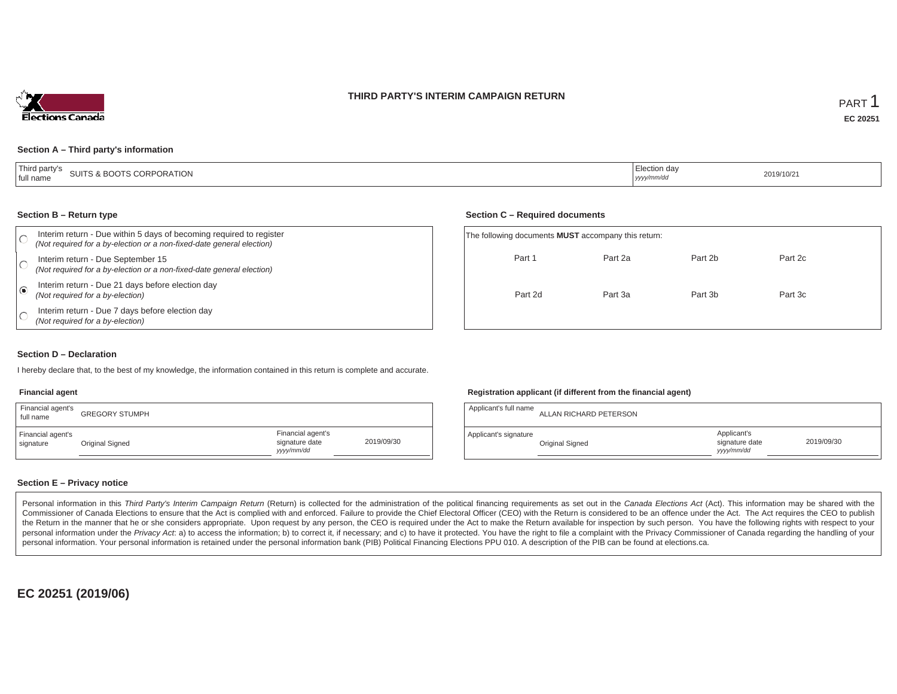# THIRD PARTY'S INTERIM CAMPAIGN RETURN

PART 1

**EC 20251**

## Section A – Third party's information

| | | | |
|---|---|---|---|
| Third party's full name | SUITS & BOOTS CORPORATION | Election day *yyyy/mm/dd* | 2019/10/21 |

## Section B – Return type

- ○ Interim return - Due within 5 days of becoming required to register *(Not required for a by-election or a non-fixed-date general election)*
- ○ Interim return - Due September 15 *(Not required for a by-election or a non-fixed-date general election)*
- ◉ Interim return - Due 21 days before election day *(Not required for a by-election)*
- ○ Interim return - Due 7 days before election day *(Not required for a by-election)*

## Section C – Required documents

The following documents **MUST** accompany this return:

| | | | |
|---|---|---|---|
| Part 1 | Part 2a | Part 2b | Part 2c |
| Part 2d | Part 3a | Part 3b | Part 3c |

## Section D – Declaration

I hereby declare that, to the best of my knowledge, the information contained in this return is complete and accurate.

### Financial agent

| | | | |
|---|---|---|---|
| Financial agent's full name | GREGORY STUMPH | | |
| Financial agent's signature | Original Signed | Financial agent's signature date *yyyy/mm/dd* | 2019/09/30 |

### Registration applicant (if different from the financial agent)

| | | | |
|---|---|---|---|
| Applicant's full name | ALLAN RICHARD PETERSON | | |
| Applicant's signature | Original Signed | Applicant's signature date *yyyy/mm/dd* | 2019/09/30 |

## Section E – Privacy notice

Personal information in this *Third Party's Interim Campaign Return* (Return) is collected for the administration of the political financing requirements as set out in the *Canada Elections Act* (Act). This information may be shared with the Commissioner of Canada Elections to ensure that the Act is complied with and enforced. Failure to provide the Chief Electoral Officer (CEO) with the Return is considered to be an offence under the Act. The Act requires the CEO to publish the Return in the manner that he or she considers appropriate. Upon request by any person, the CEO is required under the Act to make the Return available for inspection by such person. You have the following rights with respect to your personal information under the *Privacy Act*: a) to access the information; b) to correct it, if necessary; and c) to have it protected. You have the right to file a complaint with the Privacy Commissioner of Canada regarding the handling of your personal information. Your personal information is retained under the personal information bank (PIB) Political Financing Elections PPU 010. A description of the PIB can be found at elections.ca.

**EC 20251 (2019/06)**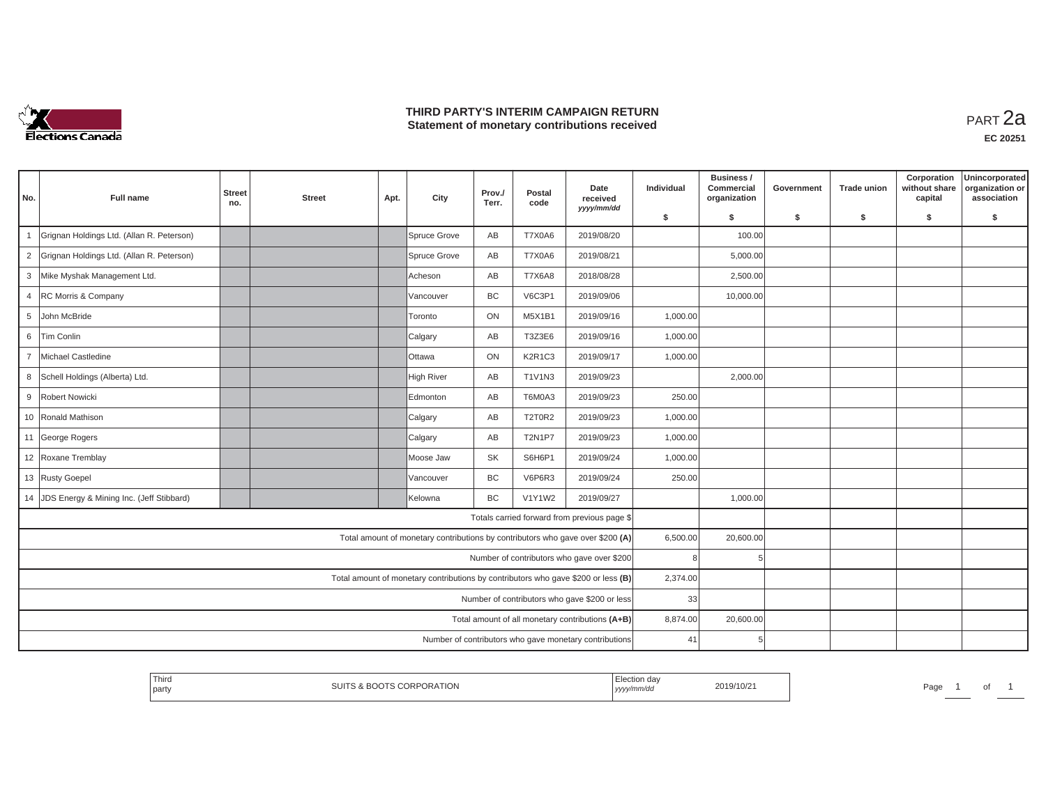# THIRD PARTY'S INTERIM CAMPAIGN RETURN
## Statement of monetary contributions received

PART 2a

**EC 20251**

| No. | Full name | Street no. | Street | Apt. | City | Prov./ Terr. | Postal code | Date received yyyy/mm/dd | Individual $ | Business / Commercial organization $ | Government $ | Trade union $ | Corporation without share capital $ | Unincorporated organization or association $ |
|---|---|---|---|---|---|---|---|---|---|---|---|---|---|---|
| 1 | Grignan Holdings Ltd. (Allan R. Peterson) | | | | Spruce Grove | AB | T7X0A6 | 2019/08/20 | | 100.00 | | | | |
| 2 | Grignan Holdings Ltd. (Allan R. Peterson) | | | | Spruce Grove | AB | T7X0A6 | 2019/08/21 | | 5,000.00 | | | | |
| 3 | Mike Myshak Management Ltd. | | | | Acheson | AB | T7X6A8 | 2018/08/28 | | 2,500.00 | | | | |
| 4 | RC Morris & Company | | | | Vancouver | BC | V6C3P1 | 2019/09/06 | | 10,000.00 | | | | |
| 5 | John McBride | | | | Toronto | ON | M5X1B1 | 2019/09/16 | 1,000.00 | | | | | |
| 6 | Tim Conlin | | | | Calgary | AB | T3Z3E6 | 2019/09/16 | 1,000.00 | | | | | |
| 7 | Michael Castledine | | | | Ottawa | ON | K2R1C3 | 2019/09/17 | 1,000.00 | | | | | |
| 8 | Schell Holdings (Alberta) Ltd. | | | | High River | AB | T1V1N3 | 2019/09/23 | | 2,000.00 | | | | |
| 9 | Robert Nowicki | | | | Edmonton | AB | T6M0A3 | 2019/09/23 | 250.00 | | | | | |
| 10 | Ronald Mathison | | | | Calgary | AB | T2T0R2 | 2019/09/23 | 1,000.00 | | | | | |
| 11 | George Rogers | | | | Calgary | AB | T2N1P7 | 2019/09/23 | 1,000.00 | | | | | |
| 12 | Roxane Tremblay | | | | Moose Jaw | SK | S6H6P1 | 2019/09/24 | 1,000.00 | | | | | |
| 13 | Rusty Goepel | | | | Vancouver | BC | V6P6R3 | 2019/09/24 | 250.00 | | | | | |
| 14 | JDS Energy & Mining Inc. (Jeff Stibbard) | | | | Kelowna | BC | V1Y1W2 | 2019/09/27 | | 1,000.00 | | | | |
| | Totals carried forward from previous page $ | | | | | | | | | | | | | |
| | Total amount of monetary contributions by contributors who gave over $200 (A) | | | | | | | | 6,500.00 | 20,600.00 | | | | |
| | Number of contributors who gave over $200 | | | | | | | | 8 | 5 | | | | |
| | Total amount of monetary contributions by contributors who gave $200 or less (B) | | | | | | | | 2,374.00 | | | | | |
| | Number of contributors who gave $200 or less | | | | | | | | 33 | | | | | |
| | Total amount of all monetary contributions (A+B) | | | | | | | | 8,874.00 | 20,600.00 | | | | |
| | Number of contributors who gave monetary contributions | | | | | | | | 41 | 5 | | | | |

Third party: SUITS & BOOTS CORPORATION

Election day (yyyy/mm/dd): 2019/10/21

Page 1 of 1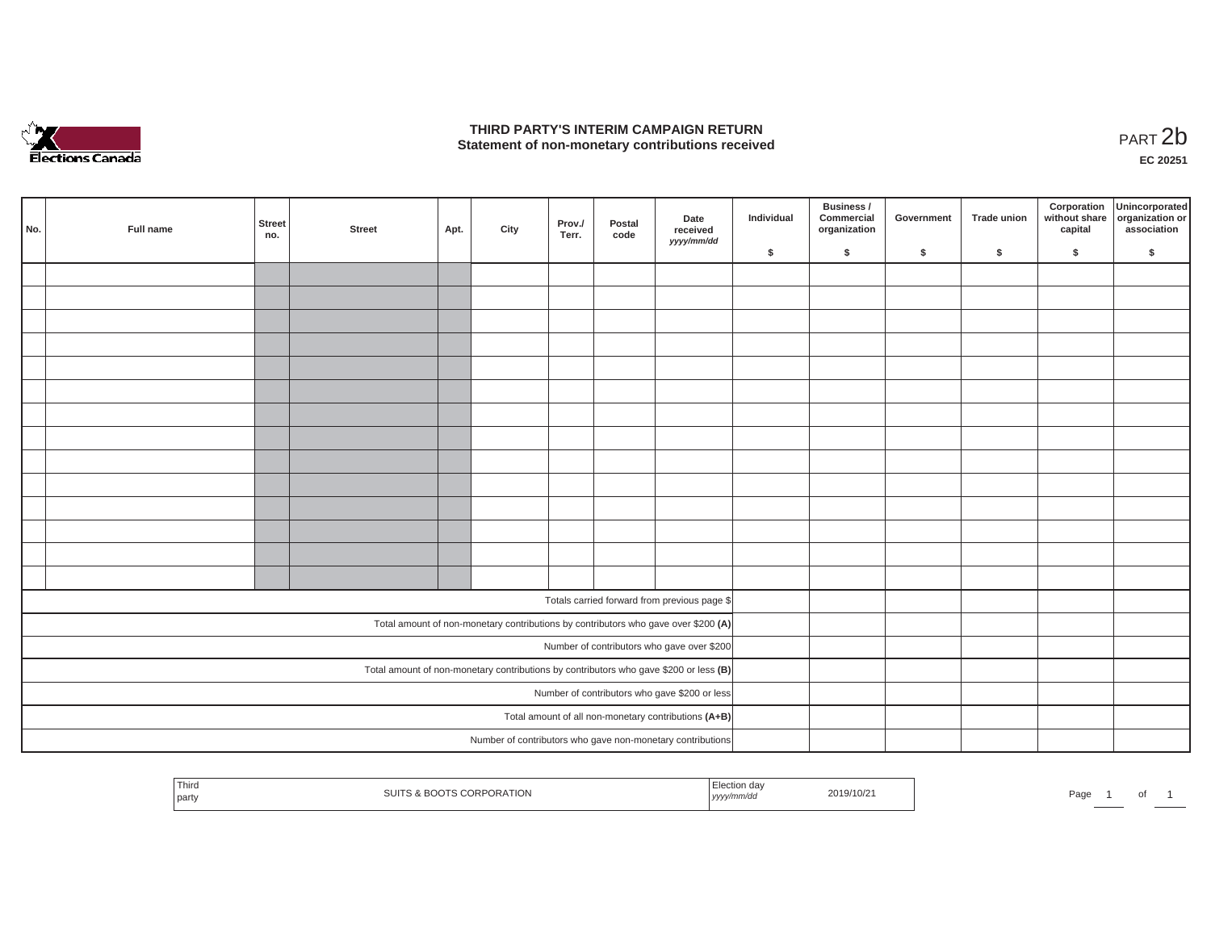# THIRD PARTY'S INTERIM CAMPAIGN RETURN
## Statement of non-monetary contributions received

PART 2b

EC 20251

| No. | Full name | Street no. | Street | Apt. | City | Prov./ Terr. | Postal code | Date received yyyy/mm/dd | Individual $ | Business / Commercial organization $ | Government $ | Trade union $ | Corporation without share capital $ | Unincorporated organization or association $ |
|---|---|---|---|---|---|---|---|---|---|---|---|---|---|---|
| | | | | | | | | | | | | | | |
| | | | | | | | | | | | | | | |
| | | | | | | | | | | | | | | |
| | | | | | | | | | | | | | | |
| | | | | | | | | | | | | | | |
| | | | | | | | | | | | | | | |
| | | | | | | | | | | | | | | |
| | | | | | | | | | | | | | | |
| | | | | | | | | | | | | | | |
| | | | | | | | | | | | | | | |
| | | | | | | | | | | | | | | |
| | | | | | | | | | | | | | | |
| | | | | | | | | | | | | | | |
| | | | | | | | | | | | | | | |
| Totals carried forward from previous page $ | | | | | | | | | | | | | | |
| Total amount of non-monetary contributions by contributors who gave over $200 **(A)** | | | | | | | | | | | | | | |
| Number of contributors who gave over $200 | | | | | | | | | | | | | | |
| Total amount of non-monetary contributions by contributors who gave $200 or less **(B)** | | | | | | | | | | | | | | |
| Number of contributors who gave $200 or less | | | | | | | | | | | | | | |
| Total amount of all non-monetary contributions **(A+B)** | | | | | | | | | | | | | | |
| Number of contributors who gave non-monetary contributions | | | | | | | | | | | | | | |

| Third party | SUITS & BOOTS CORPORATION | Election day yyyy/mm/dd | 2019/10/21 |
|---|---|---|---|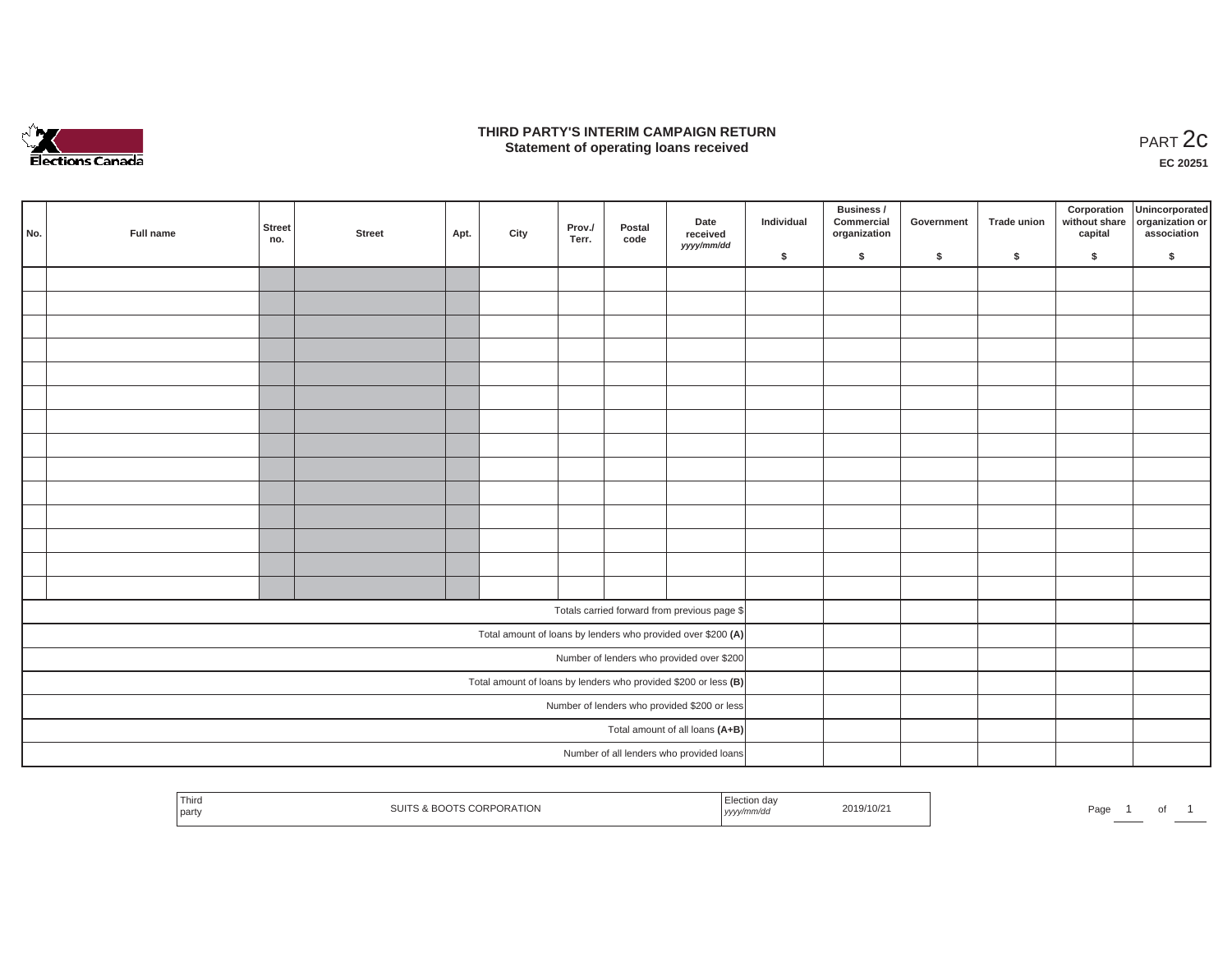# THIRD PARTY'S INTERIM CAMPAIGN RETURN
## Statement of operating loans received

PART 2c

EC 20251

| No. | Full name | Street no. | Street | Apt. | City | Prov./ Terr. | Postal code | Date received *yyyy/mm/dd* | Individual $ | Business / Commercial organization $ | Government $ | Trade union $ | Corporation without share capital $ | Unincorporated organization or association $ |
|---|---|---|---|---|---|---|---|---|---|---|---|---|---|---|
| | | | | | | | | | | | | | | |
| | | | | | | | | | | | | | | |
| | | | | | | | | | | | | | | |
| | | | | | | | | | | | | | | |
| | | | | | | | | | | | | | | |
| | | | | | | | | | | | | | | |
| | | | | | | | | | | | | | | |
| | | | | | | | | | | | | | | |
| | | | | | | | | | | | | | | |
| | | | | | | | | | | | | | | |
| | | | | | | | | | | | | | | |
| | | | | | | | | | | | | | | |
| | | | | | | | | | | | | | | |
| | | | | | | | | | | | | | | |
| Totals carried forward from previous page $ | | | | | | | | | | | | | | |
| Total amount of loans by lenders who provided over $200 **(A)** | | | | | | | | | | | | | | |
| Number of lenders who provided over $200 | | | | | | | | | | | | | | |
| Total amount of loans by lenders who provided $200 or less **(B)** | | | | | | | | | | | | | | |
| Number of lenders who provided $200 or less | | | | | | | | | | | | | | |
| Total amount of all loans **(A+B)** | | | | | | | | | | | | | | |
| Number of all lenders who provided loans | | | | | | | | | | | | | | |

| Third party | SUITS & BOOTS CORPORATION | Election day *yyyy/mm/dd* | 2019/10/21 |
|---|---|---|---|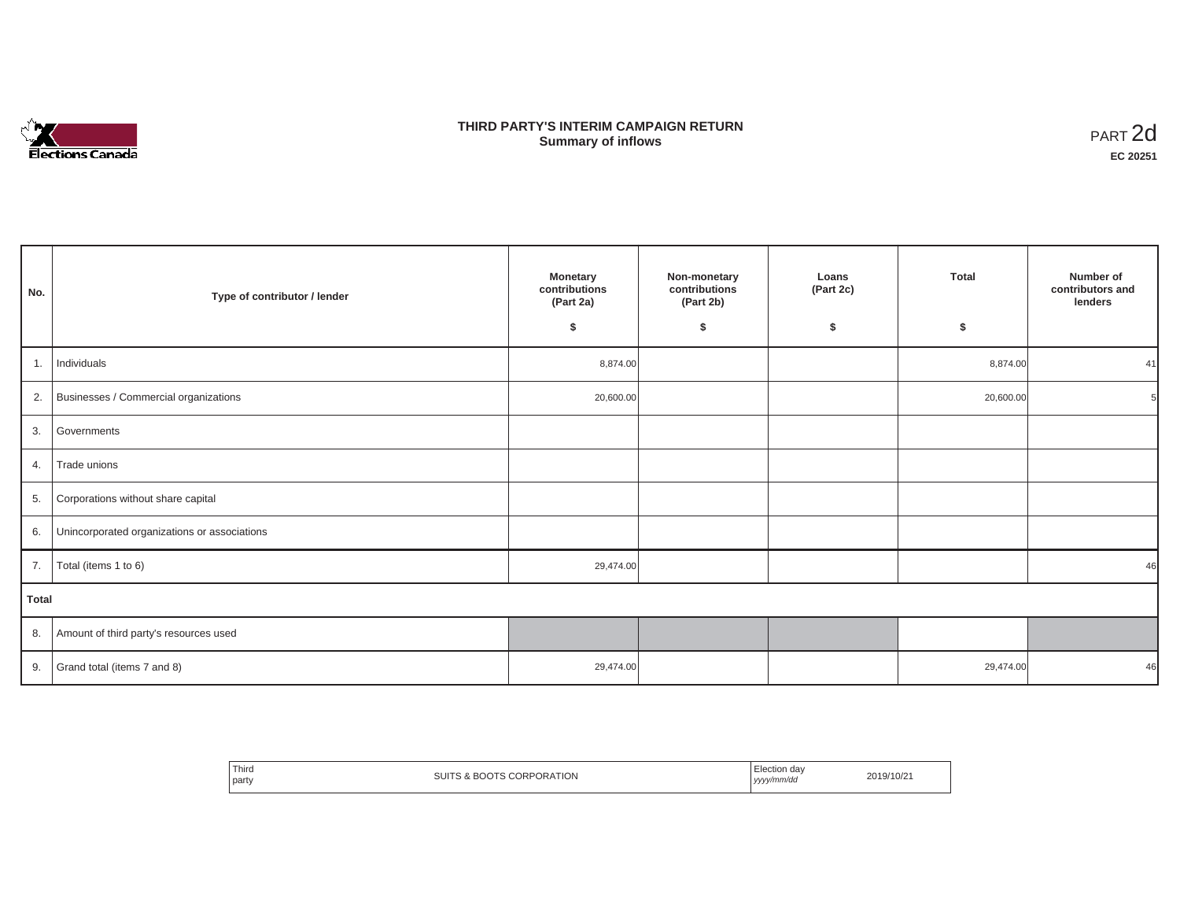# THIRD PARTY'S INTERIM CAMPAIGN RETURN
## Summary of inflows

PART 2d

**EC 20251**

| No. | Type of contributor / lender | Monetary contributions (Part 2a) $ | Non-monetary contributions (Part 2b) $ | Loans (Part 2c) $ | Total $ | Number of contributors and lenders |
|---|---|---|---|---|---|---|
| 1. | Individuals | 8,874.00 | | | 8,874.00 | 41 |
| 2. | Businesses / Commercial organizations | 20,600.00 | | | 20,600.00 | 5 |
| 3. | Governments | | | | | |
| 4. | Trade unions | | | | | |
| 5. | Corporations without share capital | | | | | |
| 6. | Unincorporated organizations or associations | | | | | |
| 7. | Total (items 1 to 6) | 29,474.00 | | | | 46 |
| **Total** | | | | | | |
| 8. | Amount of third party's resources used | | | | | |
| 9. | Grand total (items 7 and 8) | 29,474.00 | | | 29,474.00 | 46 |

| Third party | SUITS & BOOTS CORPORATION | Election day *yyyy/mm/dd* | 2019/10/21 |
|---|---|---|---|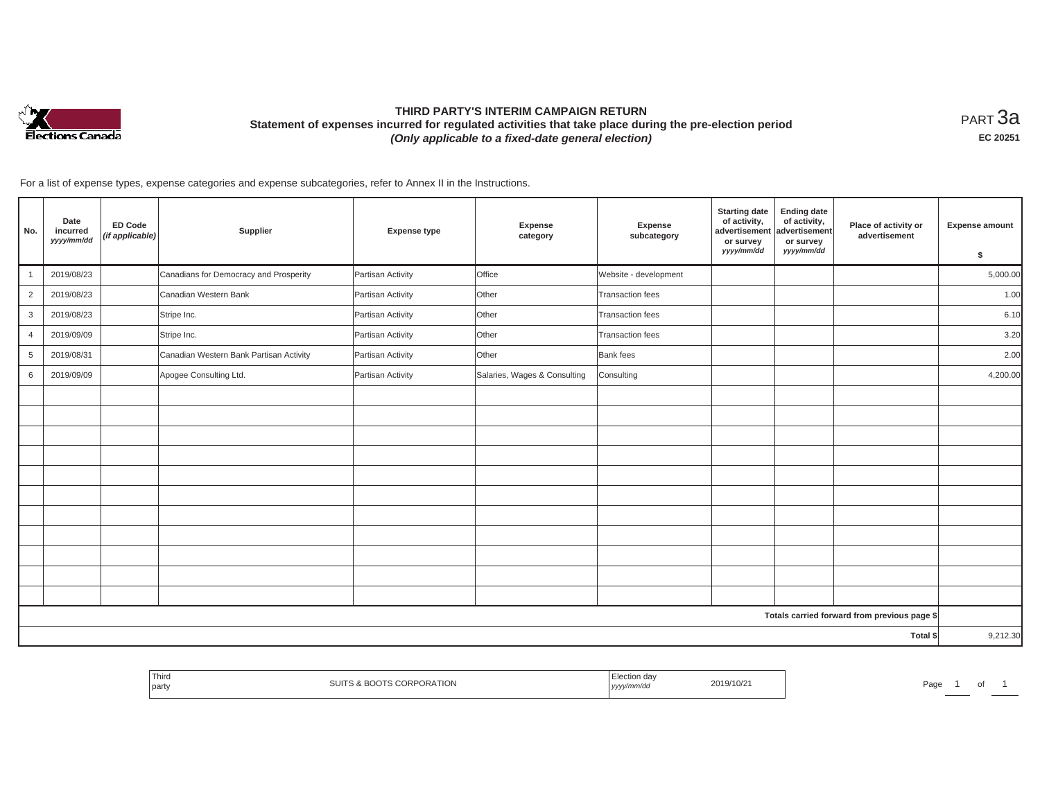# THIRD PARTY'S INTERIM CAMPAIGN RETURN

**Statement of expenses incurred for regulated activities that take place during the pre-election period**

***(Only applicable to a fixed-date general election)***

PART 3a

**EC 20251**

For a list of expense types, expense categories and expense subcategories, refer to Annex II in the Instructions.

| No. | Date incurred *yyyy/mm/dd* | ED Code *(if applicable)* | Supplier | Expense type | Expense category | Expense subcategory | Starting date of activity, advertisement or survey *yyyy/mm/dd* | Ending date of activity, advertisement or survey *yyyy/mm/dd* | Place of activity or advertisement | Expense amount $ |
|---|---|---|---|---|---|---|---|---|---|---|
| 1 | 2019/08/23 | | Canadians for Democracy and Prosperity | Partisan Activity | Office | Website - development | | | | 5,000.00 |
| 2 | 2019/08/23 | | Canadian Western Bank | Partisan Activity | Other | Transaction fees | | | | 1.00 |
| 3 | 2019/08/23 | | Stripe Inc. | Partisan Activity | Other | Transaction fees | | | | 6.10 |
| 4 | 2019/09/09 | | Stripe Inc. | Partisan Activity | Other | Transaction fees | | | | 3.20 |
| 5 | 2019/08/31 | | Canadian Western Bank Partisan Activity | Partisan Activity | Other | Bank fees | | | | 2.00 |
| 6 | 2019/09/09 | | Apogee Consulting Ltd. | Partisan Activity | Salaries, Wages & Consulting | Consulting | | | | 4,200.00 |
| | | | | | | | | | | |
| | | | | | | | | | | |
| | | | | | | | | | | |
| | | | | | | | | | | |
| | | | | | | | | | | |
| | | | | | | | | | | |
| | | | | | | | | | | |
| | | | | | | | | | | |
| | | | | | | | | | | |
| | | | | | | | | | | |
| | | | | | | | | | | |
| | | | | | | | | | Totals carried forward from previous page $ | |
| | | | | | | | | | Total $ | 9,212.30 |

| Third party | SUITS & BOOTS CORPORATION | Election day *yyyy/mm/dd* | 2019/10/21 |
|---|---|---|---|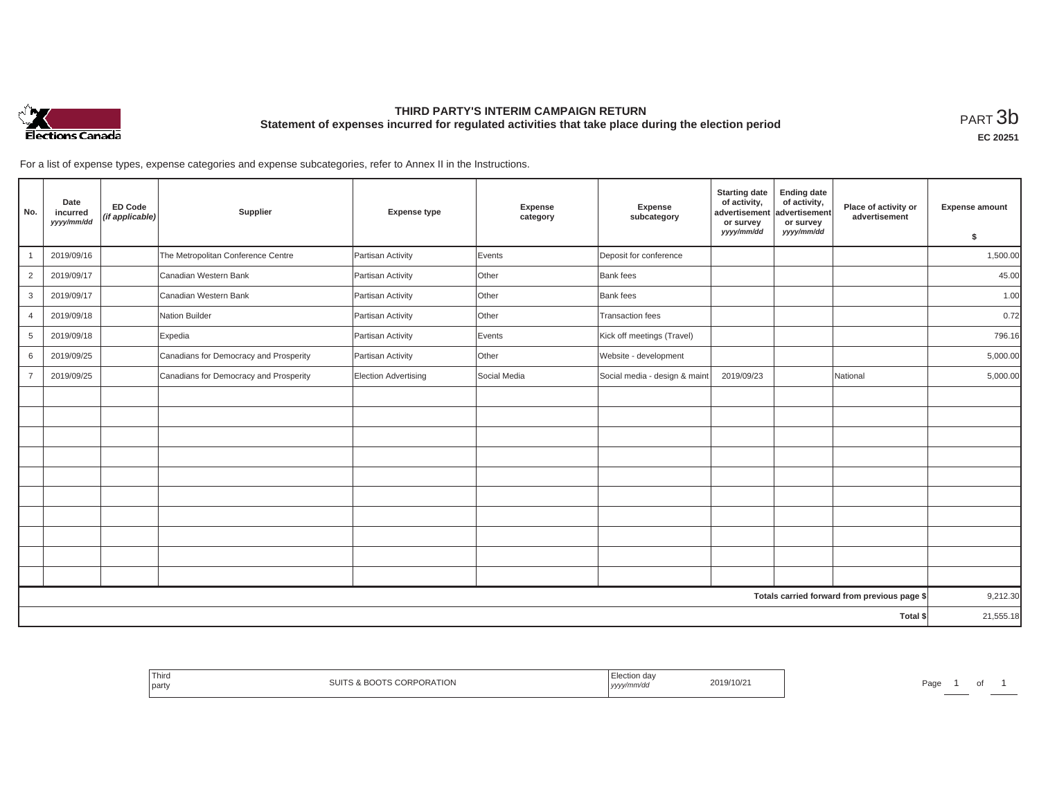# THIRD PARTY'S INTERIM CAMPAIGN RETURN

## Statement of expenses incurred for regulated activities that take place during the election period

PART 3b

**EC 20251**

For a list of expense types, expense categories and expense subcategories, refer to Annex II in the Instructions.

| No. | Date incurred *yyyy/mm/dd* | ED Code *(if applicable)* | Supplier | Expense type | Expense category | Expense subcategory | Starting date of activity, advertisement or survey *yyyy/mm/dd* | Ending date of activity, advertisement or survey *yyyy/mm/dd* | Place of activity or advertisement | Expense amount $ |
|---|---|---|---|---|---|---|---|---|---|---|
| 1 | 2019/09/16 | | The Metropolitan Conference Centre | Partisan Activity | Events | Deposit for conference | | | | 1,500.00 |
| 2 | 2019/09/17 | | Canadian Western Bank | Partisan Activity | Other | Bank fees | | | | 45.00 |
| 3 | 2019/09/17 | | Canadian Western Bank | Partisan Activity | Other | Bank fees | | | | 1.00 |
| 4 | 2019/09/18 | | Nation Builder | Partisan Activity | Other | Transaction fees | | | | 0.72 |
| 5 | 2019/09/18 | | Expedia | Partisan Activity | Events | Kick off meetings (Travel) | | | | 796.16 |
| 6 | 2019/09/25 | | Canadians for Democracy and Prosperity | Partisan Activity | Other | Website - development | | | | 5,000.00 |
| 7 | 2019/09/25 | | Canadians for Democracy and Prosperity | Election Advertising | Social Media | Social media - design & maint | 2019/09/23 | | National | 5,000.00 |
| | | | | | | | | | | |
| | | | | | | | | | | |
| | | | | | | | | | | |
| | | | | | | | | | | |
| | | | | | | | | | | |
| | | | | | | | | | | |
| | | | | | | | | | | |
| | | | | | | | | | | |
| | | | | | | | | | | |
| | | | | | | | | | | |
| | | | | | | | | | Totals carried forward from previous page $ | 9,212.30 |
| | | | | | | | | | Total $ | 21,555.18 |

| Third party | SUITS & BOOTS CORPORATION | Election day *yyyy/mm/dd* | 2019/10/21 |
|---|---|---|---|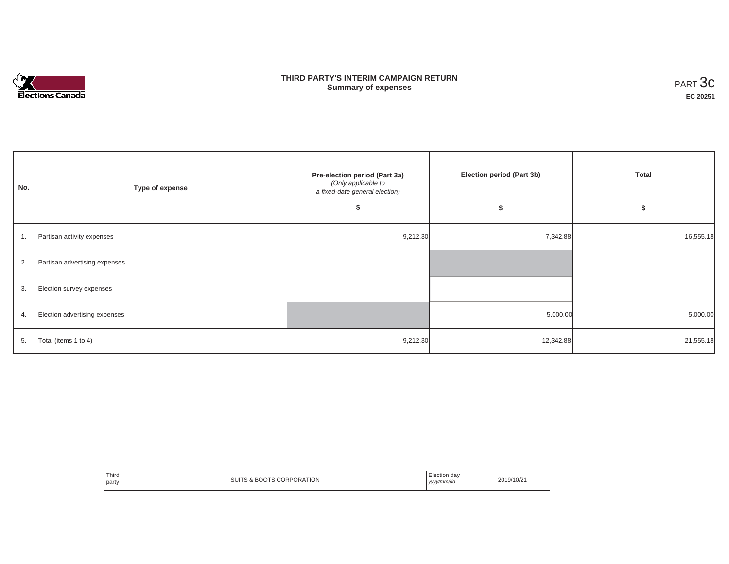Elections Canada

# THIRD PARTY'S INTERIM CAMPAIGN RETURN
## Summary of expenses

PART 3c

**EC 20251**

| No. | Type of expense | Pre-election period (Part 3a) *(Only applicable to a fixed-date general election)* $ | Election period (Part 3b) $ | Total $ |
|---|---|---|---|---|
| 1. | Partisan activity expenses | 9,212.30 | 7,342.88 | 16,555.18 |
| 2. | Partisan advertising expenses | | | |
| 3. | Election survey expenses | | | |
| 4. | Election advertising expenses | | 5,000.00 | 5,000.00 |
| 5. | Total (items 1 to 4) | 9,212.30 | 12,342.88 | 21,555.18 |

| | | | |
|---|---|---|---|
| Third party | SUITS & BOOTS CORPORATION | Election day *yyyy/mm/dd* | 2019/10/21 |